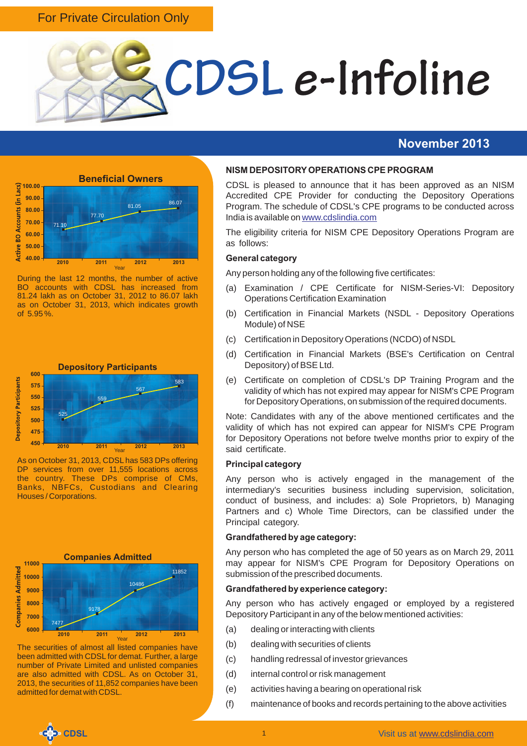For Private Circulation Only

# CDSL e-Infoline

## November 2013

### Beneficial Owners

| Year | Active BO Accounts (in Lacs) |
|---|---|
| 2010 | 71.10 |
| 2011 | 77.70 |
| 2012 | 81.05 |
| 2013 | 86.07 |

During the last 12 months, the number of active BO accounts with CDSL has increased from 81.24 lakh as on October 31, 2012 to 86.07 lakh as on October 31, 2013, which indicates growth of 5.95 %.

### Depository Participants

| Year | Depository Participants |
|---|---|
| 2010 | 525 |
| 2011 | 559 |
| 2012 | 567 |
| 2013 | 583 |

As on October 31, 2013, CDSL has 583 DPs offering DP services from over 11,555 locations across the country. These DPs comprise of CMs, Banks, NBFCs, Custodians and Clearing Houses / Corporations.

### Companies Admitted

| Year | Companies Admitted |
|---|---|
| 2010 | 7477 |
| 2011 | 9178 |
| 2012 | 10486 |
| 2013 | 11852 |

The securities of almost all listed companies have been admitted with CDSL for demat. Further, a large number of Private Limited and unlisted companies are also admitted with CDSL. As on October 31, 2013, the securities of 11,852 companies have been admitted for demat with CDSL.

### NISM DEPOSITORY OPERATIONS CPE PROGRAM

CDSL is pleased to announce that it has been approved as an NISM Accredited CPE Provider for conducting the Depository Operations Program. The schedule of CDSL's CPE programs to be conducted across India is available on www.cdslindia.com

The eligibility criteria for NISM CPE Depository Operations Program are as follows:

**General category**

Any person holding any of the following five certificates:

(a) Examination / CPE Certificate for NISM-Series-VI: Depository Operations Certification Examination

(b) Certification in Financial Markets (NSDL - Depository Operations Module) of NSE

(c) Certification in Depository Operations (NCDO) of NSDL

(d) Certification in Financial Markets (BSE's Certification on Central Depository) of BSE Ltd.

(e) Certificate on completion of CDSL's DP Training Program and the validity of which has not expired may appear for NISM's CPE Program for Depository Operations, on submission of the required documents.

Note: Candidates with any of the above mentioned certificates and the validity of which has not expired can appear for NISM's CPE Program for Depository Operations not before twelve months prior to expiry of the said certificate.

**Principal category**

Any person who is actively engaged in the management of the intermediary's securities business including supervision, solicitation, conduct of business, and includes: a) Sole Proprietors, b) Managing Partners and c) Whole Time Directors, can be classified under the Principal category.

**Grandfathered by age category:**

Any person who has completed the age of 50 years as on March 29, 2011 may appear for NISM's CPE Program for Depository Operations on submission of the prescribed documents.

**Grandfathered by experience category:**

Any person who has actively engaged or employed by a registered Depository Participant in any of the below mentioned activities:

(a) dealing or interacting with clients

(b) dealing with securities of clients

(c) handling redressal of investor grievances

(d) internal control or risk management

(e) activities having a bearing on operational risk

(f) maintenance of books and records pertaining to the above activities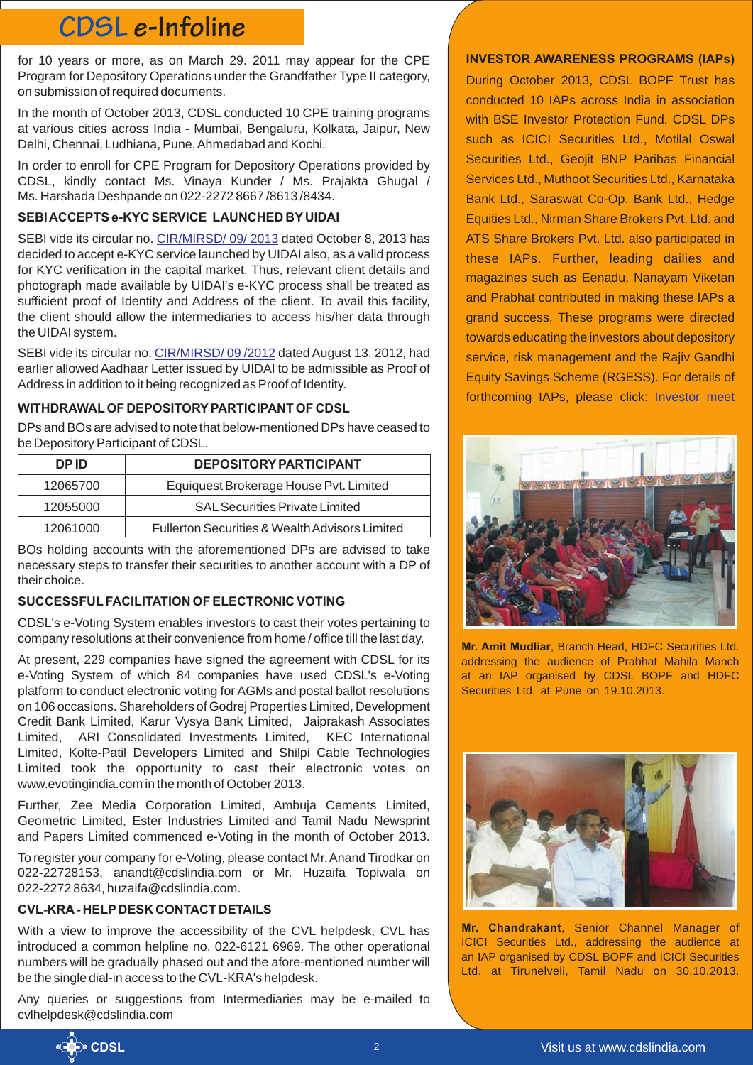for 10 years or more, as on March 29. 2011 may appear for the CPE Program for Depository Operations under the Grandfather Type II category, on submission of required documents.

In the month of October 2013, CDSL conducted 10 CPE training programs at various cities across India - Mumbai, Bengaluru, Kolkata, Jaipur, New Delhi, Chennai, Ludhiana, Pune, Ahmedabad and Kochi.

In order to enroll for CPE Program for Depository Operations provided by CDSL, kindly contact Ms. Vinaya Kunder / Ms. Prajakta Ghugal / Ms. Harshada Deshpande on 022-2272 8667 /8613 /8434.

### SEBI ACCEPTS e-KYC SERVICE LAUNCHED BY UIDAI

SEBI vide its circular no. CIR/MIRSD/ 09/ 2013 dated October 8, 2013 has decided to accept e-KYC service launched by UIDAI also, as a valid process for KYC verification in the capital market. Thus, relevant client details and photograph made available by UIDAI's e-KYC process shall be treated as sufficient proof of Identity and Address of the client. To avail this facility, the client should allow the intermediaries to access his/her data through the UIDAI system.

SEBI vide its circular no. CIR/MIRSD/ 09 /2012 dated August 13, 2012, had earlier allowed Aadhaar Letter issued by UIDAI to be admissible as Proof of Address in addition to it being recognized as Proof of Identity.

### WITHDRAWAL OF DEPOSITORY PARTICIPANT OF CDSL

DPs and BOs are advised to note that below-mentioned DPs have ceased to be Depository Participant of CDSL.

| DP ID | DEPOSITORY PARTICIPANT |
|---|---|
| 12065700 | Equiquest Brokerage House Pvt. Limited |
| 12055000 | SAL Securities Private Limited |
| 12061000 | Fullerton Securities & Wealth Advisors Limited |

BOs holding accounts with the aforementioned DPs are advised to take necessary steps to transfer their securities to another account with a DP of their choice.

### SUCCESSFUL FACILITATION OF ELECTRONIC VOTING

CDSL's e-Voting System enables investors to cast their votes pertaining to company resolutions at their convenience from home / office till the last day.

At present, 229 companies have signed the agreement with CDSL for its e-Voting System of which 84 companies have used CDSL's e-Voting platform to conduct electronic voting for AGMs and postal ballot resolutions on 106 occasions. Shareholders of Godrej Properties Limited, Development Credit Bank Limited, Karur Vysya Bank Limited, Jaiprakash Associates Limited, ARI Consolidated Investments Limited, KEC International Limited, Kolte-Patil Developers Limited and Shilpi Cable Technologies Limited took the opportunity to cast their electronic votes on www.evotingindia.com in the month of October 2013.

Further, Zee Media Corporation Limited, Ambuja Cements Limited, Geometric Limited, Ester Industries Limited and Tamil Nadu Newsprint and Papers Limited commenced e-Voting in the month of October 2013.

To register your company for e-Voting, please contact Mr. Anand Tirodkar on 022-22728153, anandt@cdslindia.com or Mr. Huzaifa Topiwala on 022-2272 8634, huzaifa@cdslindia.com.

### CVL-KRA - HELP DESK CONTACT DETAILS

With a view to improve the accessibility of the CVL helpdesk, CVL has introduced a common helpline no. 022-6121 6969. The other operational numbers will be gradually phased out and the afore-mentioned number will be the single dial-in access to the CVL-KRA's helpdesk.

Any queries or suggestions from Intermediaries may be e-mailed to cvlhelpdesk@cdslindia.com

### INVESTOR AWARENESS PROGRAMS (IAPs)

During October 2013, CDSL BOPF Trust has conducted 10 IAPs across India in association with BSE Investor Protection Fund. CDSL DPs such as ICICI Securities Ltd., Motilal Oswal Securities Ltd., Geojit BNP Paribas Financial Services Ltd., Muthoot Securities Ltd., Karnataka Bank Ltd., Saraswat Co-Op. Bank Ltd., Hedge Equities Ltd., Nirman Share Brokers Pvt. Ltd. and ATS Share Brokers Pvt. Ltd. also participated in these IAPs. Further, leading dailies and magazines such as Eenadu, Nanayam Viketan and Prabhat contributed in making these IAPs a grand success. These programs were directed towards educating the investors about depository service, risk management and the Rajiv Gandhi Equity Savings Scheme (RGESS). For details of forthcoming IAPs, please click: Investor meet

**Mr. Amit Mudliar**, Branch Head, HDFC Securities Ltd. addressing the audience of Prabhat Mahila Manch at an IAP organised by CDSL BOPF and HDFC Securities Ltd. at Pune on 19.10.2013.

**Mr. Chandrakant**, Senior Channel Manager of ICICI Securities Ltd., addressing the audience at an IAP organised by CDSL BOPF and ICICI Securities Ltd. at Tirunelveli, Tamil Nadu on 30.10.2013.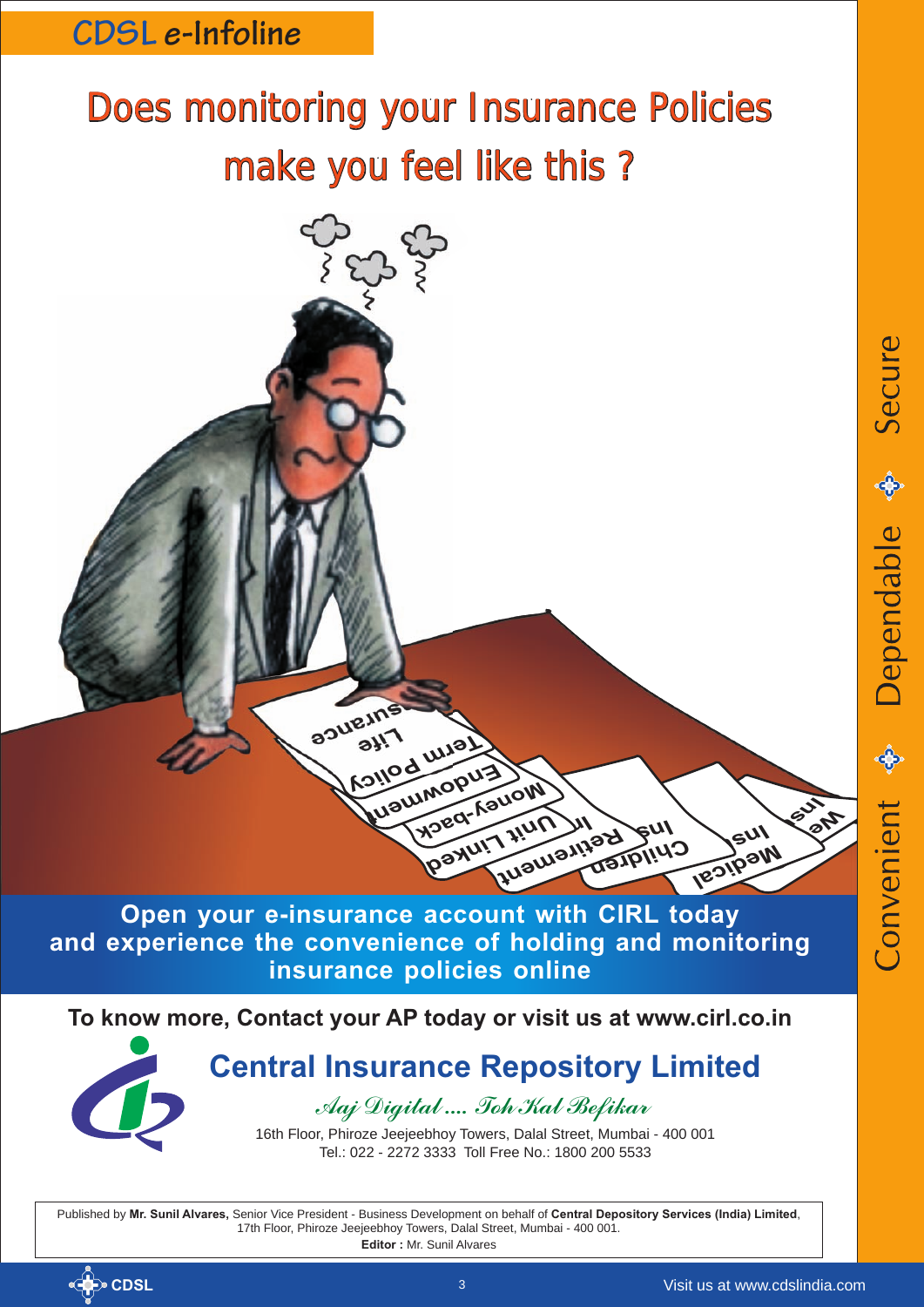# Does monitoring your Insurance Policies make you feel like this ?

**Open your e-insurance account with CIRL today and experience the convenience of holding and monitoring insurance policies online**

**To know more, Contact your AP today or visit us at www.cirl.co.in**

## Central Insurance Repository Limited

*Aaj Digital .... Toh Kal Befikar*

16th Floor, Phiroze Jeejeebhoy Towers, Dalal Street, Mumbai - 400 001
Tel.: 022 - 2272 3333 Toll Free No.: 1800 200 5533

Convenient ◆ Dependable ◆ Secure

Published by **Mr. Sunil Alvares,** Senior Vice President - Business Development on behalf of **Central Depository Services (India) Limited**, 17th Floor, Phiroze Jeejeebhoy Towers, Dalal Street, Mumbai - 400 001.
**Editor :** Mr. Sunil Alvares